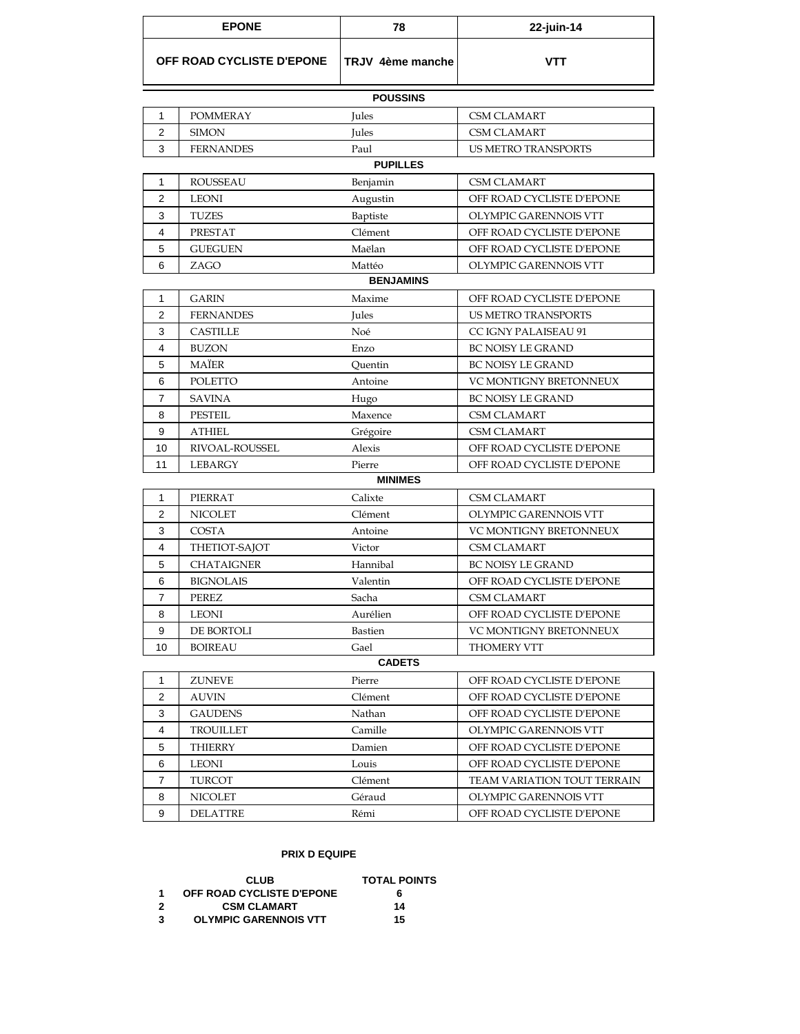| EPONE | 78 | 22-juin-14 |
|---|---|---|
| OFF ROAD CYCLISTE D'EPONE | TRJV 4ème manche | VTT |

**POUSSINS**

| | | | |
|---|---|---|---|
| 1 | POMMERAY | Jules | CSM CLAMART |
| 2 | SIMON | Jules | CSM CLAMART |
| 3 | FERNANDES | Paul | US METRO TRANSPORTS |

**PUPILLES**

| | | | |
|---|---|---|---|
| 1 | ROUSSEAU | Benjamin | CSM CLAMART |
| 2 | LEONI | Augustin | OFF ROAD CYCLISTE D'EPONE |
| 3 | TUZES | Baptiste | OLYMPIC GARENNOIS VTT |
| 4 | PRESTAT | Clément | OFF ROAD CYCLISTE D'EPONE |
| 5 | GUEGUEN | Maëlan | OFF ROAD CYCLISTE D'EPONE |
| 6 | ZAGO | Mattéo | OLYMPIC GARENNOIS VTT |

**BENJAMINS**

| | | | |
|---|---|---|---|
| 1 | GARIN | Maxime | OFF ROAD CYCLISTE D'EPONE |
| 2 | FERNANDES | Jules | US METRO TRANSPORTS |
| 3 | CASTILLE | Noé | CC IGNY PALAISEAU 91 |
| 4 | BUZON | Enzo | BC NOISY LE GRAND |
| 5 | MAÏER | Quentin | BC NOISY LE GRAND |
| 6 | POLETTO | Antoine | VC MONTIGNY BRETONNEUX |
| 7 | SAVINA | Hugo | BC NOISY LE GRAND |
| 8 | PESTEIL | Maxence | CSM CLAMART |
| 9 | ATHIEL | Grégoire | CSM CLAMART |
| 10 | RIVOAL-ROUSSEL | Alexis | OFF ROAD CYCLISTE D'EPONE |
| 11 | LEBARGY | Pierre | OFF ROAD CYCLISTE D'EPONE |

**MINIMES**

| | | | |
|---|---|---|---|
| 1 | PIERRAT | Calixte | CSM CLAMART |
| 2 | NICOLET | Clément | OLYMPIC GARENNOIS VTT |
| 3 | COSTA | Antoine | VC MONTIGNY BRETONNEUX |
| 4 | THETIOT-SAJOT | Victor | CSM CLAMART |
| 5 | CHATAIGNER | Hannibal | BC NOISY LE GRAND |
| 6 | BIGNOLAIS | Valentin | OFF ROAD CYCLISTE D'EPONE |
| 7 | PEREZ | Sacha | CSM CLAMART |
| 8 | LEONI | Aurélien | OFF ROAD CYCLISTE D'EPONE |
| 9 | DE BORTOLI | Bastien | VC MONTIGNY BRETONNEUX |
| 10 | BOIREAU | Gael | THOMERY VTT |

**CADETS**

| | | | |
|---|---|---|---|
| 1 | ZUNEVE | Pierre | OFF ROAD CYCLISTE D'EPONE |
| 2 | AUVIN | Clément | OFF ROAD CYCLISTE D'EPONE |
| 3 | GAUDENS | Nathan | OFF ROAD CYCLISTE D'EPONE |
| 4 | TROUILLET | Camille | OLYMPIC GARENNOIS VTT |
| 5 | THIERRY | Damien | OFF ROAD CYCLISTE D'EPONE |
| 6 | LEONI | Louis | OFF ROAD CYCLISTE D'EPONE |
| 7 | TURCOT | Clément | TEAM VARIATION TOUT TERRAIN |
| 8 | NICOLET | Géraud | OLYMPIC GARENNOIS VTT |
| 9 | DELATTRE | Rémi | OFF ROAD CYCLISTE D'EPONE |

**PRIX D EQUIPE**

| | CLUB | TOTAL POINTS |
|---|---|---|
| 1 | OFF ROAD CYCLISTE D'EPONE | 6 |
| 2 | CSM CLAMART | 14 |
| 3 | OLYMPIC GARENNOIS VTT | 15 |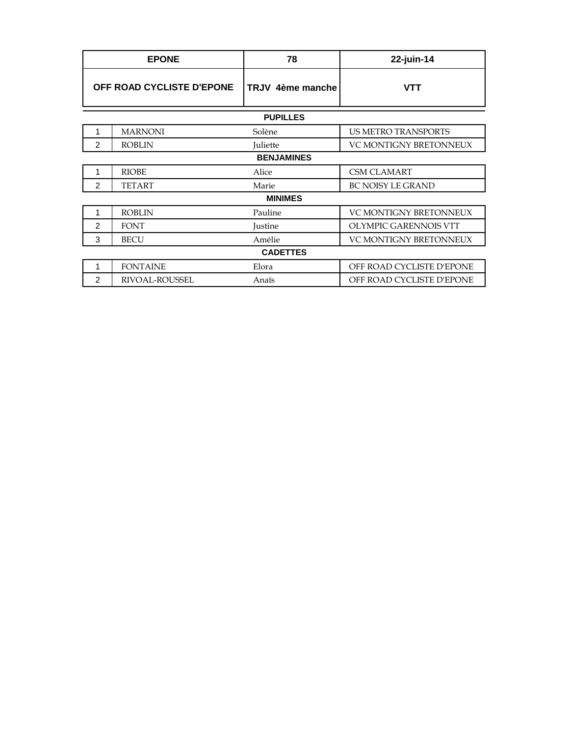| EPONE | 78 | 22-juin-14 |
|---|---|---|
| OFF ROAD CYCLISTE D'EPONE | TRJV 4ème manche | VTT |

| | | | |
|---|---|---|---|
| **PUPILLES** | | | |
| 1 | MARNONI | Solène | US METRO TRANSPORTS |
| 2 | ROBLIN | Juliette | VC MONTIGNY BRETONNEUX |
| **BENJAMINES** | | | |
| 1 | RIOBE | Alice | CSM CLAMART |
| 2 | TETART | Marie | BC NOISY LE GRAND |
| **MINIMES** | | | |
| 1 | ROBLIN | Pauline | VC MONTIGNY BRETONNEUX |
| 2 | FONT | Justine | OLYMPIC GARENNOIS VTT |
| 3 | BECU | Amélie | VC MONTIGNY BRETONNEUX |
| **CADETTES** | | | |
| 1 | FONTAINE | Elora | OFF ROAD CYCLISTE D'EPONE |
| 2 | RIVOAL-ROUSSEL | Anaïs | OFF ROAD CYCLISTE D'EPONE |